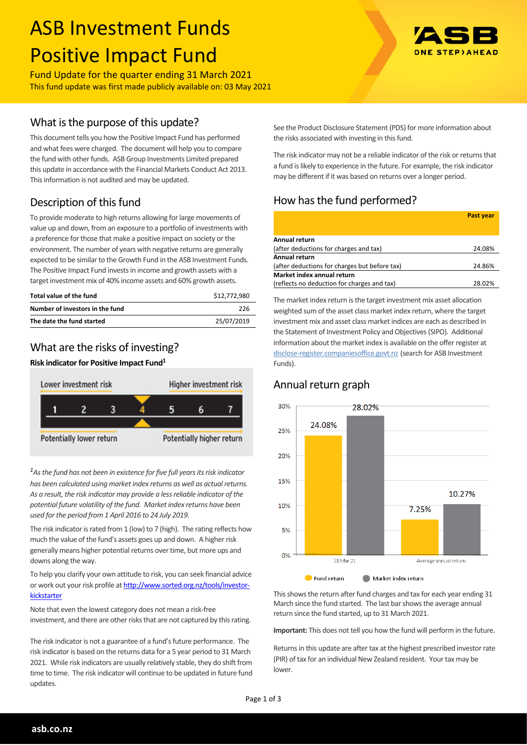# ASB Investment Funds
# Positive Impact Fund

Fund Update for the quarter ending 31 March 2021
This fund update was first made publicly available on: 03 May 2021

## What is the purpose of this update?

This document tells you how the Positive Impact Fund has performed and what fees were charged. The document will help you to compare the fund with other funds. ASB Group Investments Limited prepared this update in accordance with the Financial Markets Conduct Act 2013. This information is not audited and may be updated.

## Description of this fund

To provide moderate to high returns allowing for large movements of value up and down, from an exposure to a portfolio of investments with a preference for those that make a positive impact on society or the environment. The number of years with negative returns are generally expected to be similar to the Growth Fund in the ASB Investment Funds. The Positive Impact Fund invests in income and growth assets with a target investment mix of 40% income assets and 60% growth assets.

| | |
|---|---|
| **Total value of the fund** | $12,772,980 |
| **Number of investors in the fund** | 226 |
| **The date the fund started** | 25/07/2019 |

## What are the risks of investing?

**Risk indicator for Positive Impact Fund[1]**

Lower investment risk — Higher investment risk

1 2 3 **4** 5 6 7

Potentially lower return — Potentially higher return

*[1]As the fund has not been in existence for five full years its risk indicator has been calculated using market index returns as well as actual returns. As a result, the risk indicator may provide a less reliable indicator of the potential future volatility of the fund. Market index returns have been used for the period from 1 April 2016 to 24 July 2019.*

The risk indicator is rated from 1 (low) to 7 (high). The rating reflects how much the value of the fund's assets goes up and down. A higher risk generally means higher potential returns over time, but more ups and downs along the way.

To help you clarify your own attitude to risk, you can seek financial advice or work out your risk profile at http://www.sorted.org.nz/tools/investor-kickstarter

Note that even the lowest category does not mean a risk-free investment, and there are other risks that are not captured by this rating.

The risk indicator is not a guarantee of a fund's future performance. The risk indicator is based on the returns data for a 5 year period to 31 March 2021. While risk indicators are usually relatively stable, they do shift from time to time. The risk indicator will continue to be updated in future fund updates.

See the Product Disclosure Statement (PDS) for more information about the risks associated with investing in this fund.

The risk indicator may not be a reliable indicator of the risk or returns that a fund is likely to experience in the future. For example, the risk indicator may be different if it was based on returns over a longer period.

## How has the fund performed?

| | Past year |
|---|---|
| **Annual return** (after deductions for charges and tax) | 24.08% |
| **Annual return** (after deductions for charges but before tax) | 24.86% |
| **Market index annual return** (reflects no deduction for charges and tax) | 28.02% |

The market index return is the target investment mix asset allocation weighted sum of the asset class market index return, where the target investment mix and asset class market indices are each as described in the Statement of Investment Policy and Objectives (SIPO). Additional information about the market index is available on the offer register at disclose-register.companiesoffice.govt.nz (search for ASB Investment Funds).

## Annual return graph

| | Fund return | Market index return |
|---|---|---|
| 31 Mar 21 | 24.08% | 28.02% |
| Average annual return | 7.25% | 10.27% |

This shows the return after fund charges and tax for each year ending 31 March since the fund started. The last bar shows the average annual return since the fund started, up to 31 March 2021.

**Important:** This does not tell you how the fund will perform in the future.

Returns in this update are after tax at the highest prescribed investor rate (PIR) of tax for an individual New Zealand resident. Your tax may be lower.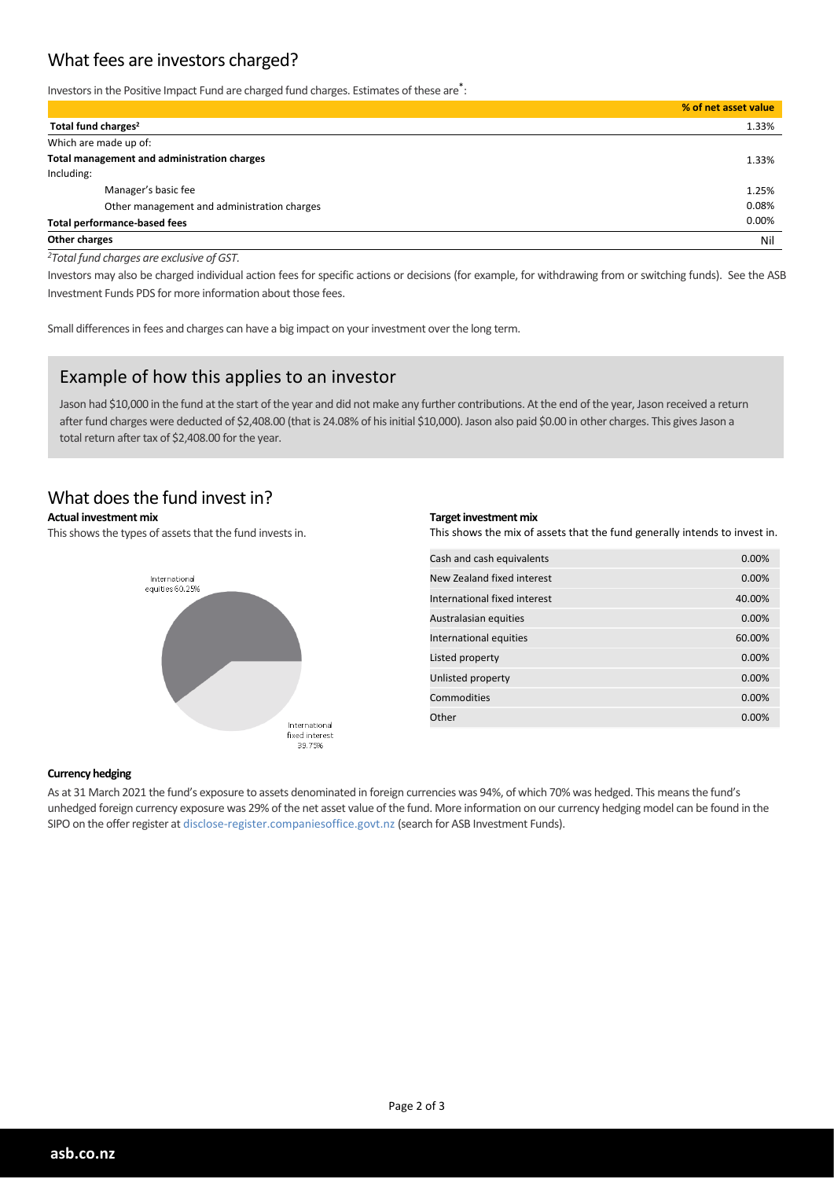## What fees are investors charged?

Investors in the Positive Impact Fund are charged fund charges. Estimates of these are*:

| | % of net asset value |
|---|---|
| **Total fund charges**[2] | 1.33% |
| Which are made up of: | |
| **Total management and administration charges** | 1.33% |
| Including: | |
| Manager's basic fee | 1.25% |
| Other management and administration charges | 0.08% |
| **Total performance-based fees** | 0.00% |
| **Other charges** | Nil |

*[2]Total fund charges are exclusive of GST.*

Investors may also be charged individual action fees for specific actions or decisions (for example, for withdrawing from or switching funds). See the ASB Investment Funds PDS for more information about those fees.

Small differences in fees and charges can have a big impact on your investment over the long term.

## Example of how this applies to an investor

Jason had $10,000 in the fund at the start of the year and did not make any further contributions. At the end of the year, Jason received a return after fund charges were deducted of $2,408.00 (that is 24.08% of his initial $10,000). Jason also paid $0.00 in other charges. This gives Jason a total return after tax of $2,408.00 for the year.

## What does the fund invest in?

**Actual investment mix**

This shows the types of assets that the fund invests in.

International equities 60.25%

International fixed interest 39.75%

**Target investment mix**

This shows the mix of assets that the fund generally intends to invest in.

| | |
|---|---|
| Cash and cash equivalents | 0.00% |
| New Zealand fixed interest | 0.00% |
| International fixed interest | 40.00% |
| Australasian equities | 0.00% |
| International equities | 60.00% |
| Listed property | 0.00% |
| Unlisted property | 0.00% |
| Commodities | 0.00% |
| Other | 0.00% |

**Currency hedging**

As at 31 March 2021 the fund's exposure to assets denominated in foreign currencies was 94%, of which 70% was hedged. This means the fund's unhedged foreign currency exposure was 29% of the net asset value of the fund. More information on our currency hedging model can be found in the SIPO on the offer register at disclose-register.companiesoffice.govt.nz (search for ASB Investment Funds).

asb.co.nz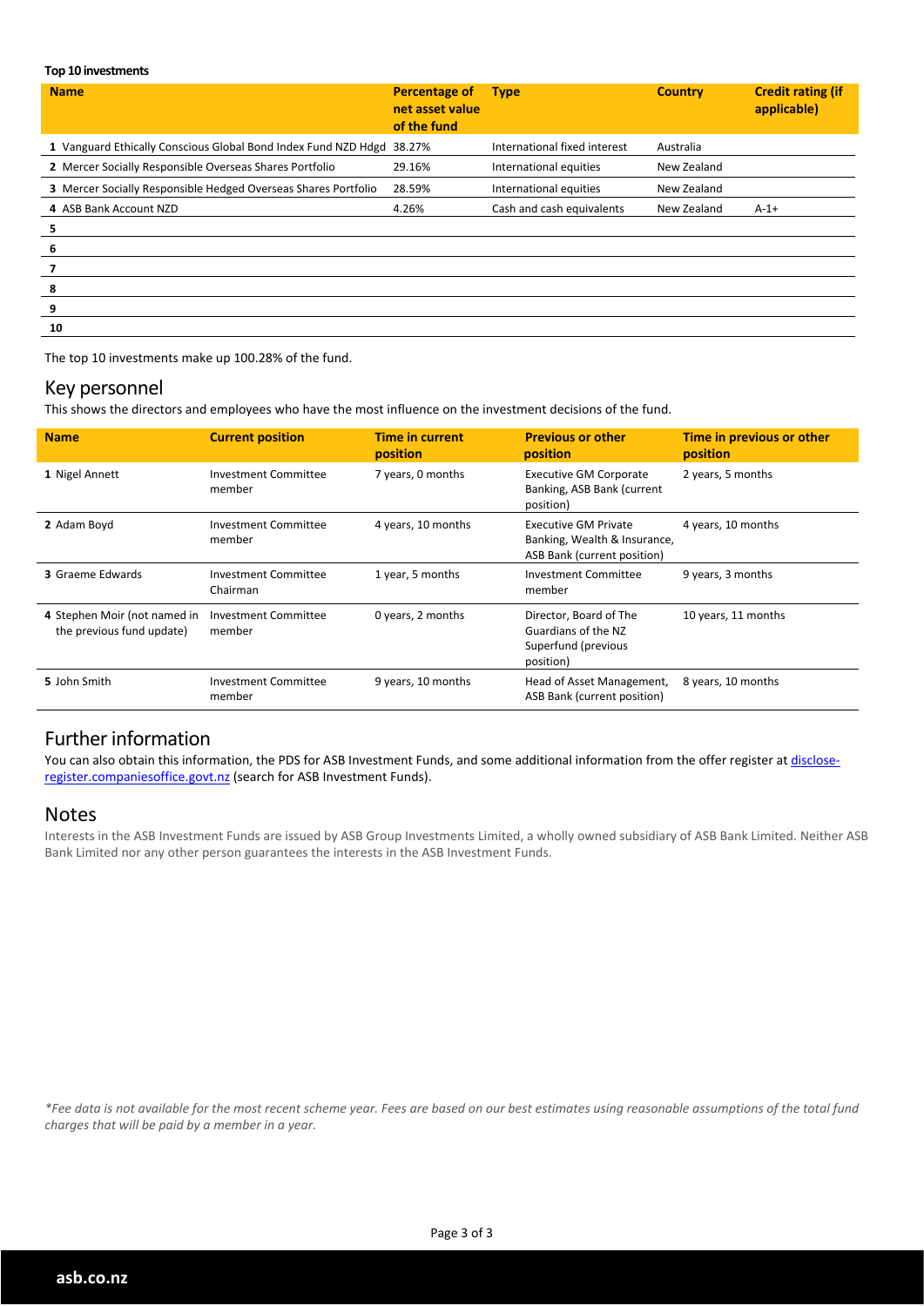**Top 10 investments**

| Name | Percentage of net asset value of the fund | Type | Country | Credit rating (if applicable) |
|---|---|---|---|---|
| 1 Vanguard Ethically Conscious Global Bond Index Fund NZD Hdgd | 38.27% | International fixed interest | Australia | |
| 2 Mercer Socially Responsible Overseas Shares Portfolio | 29.16% | International equities | New Zealand | |
| 3 Mercer Socially Responsible Hedged Overseas Shares Portfolio | 28.59% | International equities | New Zealand | |
| 4 ASB Bank Account NZD | 4.26% | Cash and cash equivalents | New Zealand | A-1+ |
| 5 | | | | |
| 6 | | | | |
| 7 | | | | |
| 8 | | | | |
| 9 | | | | |
| 10 | | | | |

The top 10 investments make up 100.28% of the fund.

## Key personnel

This shows the directors and employees who have the most influence on the investment decisions of the fund.

| Name | Current position | Time in current position | Previous or other position | Time in previous or other position |
|---|---|---|---|---|
| 1 Nigel Annett | Investment Committee member | 7 years, 0 months | Executive GM Corporate Banking, ASB Bank (current position) | 2 years, 5 months |
| 2 Adam Boyd | Investment Committee member | 4 years, 10 months | Executive GM Private Banking, Wealth & Insurance, ASB Bank (current position) | 4 years, 10 months |
| 3 Graeme Edwards | Investment Committee Chairman | 1 year, 5 months | Investment Committee member | 9 years, 3 months |
| 4 Stephen Moir (not named in the previous fund update) | Investment Committee member | 0 years, 2 months | Director, Board of The Guardians of the NZ Superfund (previous position) | 10 years, 11 months |
| 5 John Smith | Investment Committee member | 9 years, 10 months | Head of Asset Management, ASB Bank (current position) | 8 years, 10 months |

## Further information

You can also obtain this information, the PDS for ASB Investment Funds, and some additional information from the offer register at disclose-register.companiesoffice.govt.nz (search for ASB Investment Funds).

## Notes

Interests in the ASB Investment Funds are issued by ASB Group Investments Limited, a wholly owned subsidiary of ASB Bank Limited. Neither ASB Bank Limited nor any other person guarantees the interests in the ASB Investment Funds.

*\*Fee data is not available for the most recent scheme year. Fees are based on our best estimates using reasonable assumptions of the total fund charges that will be paid by a member in a year.*